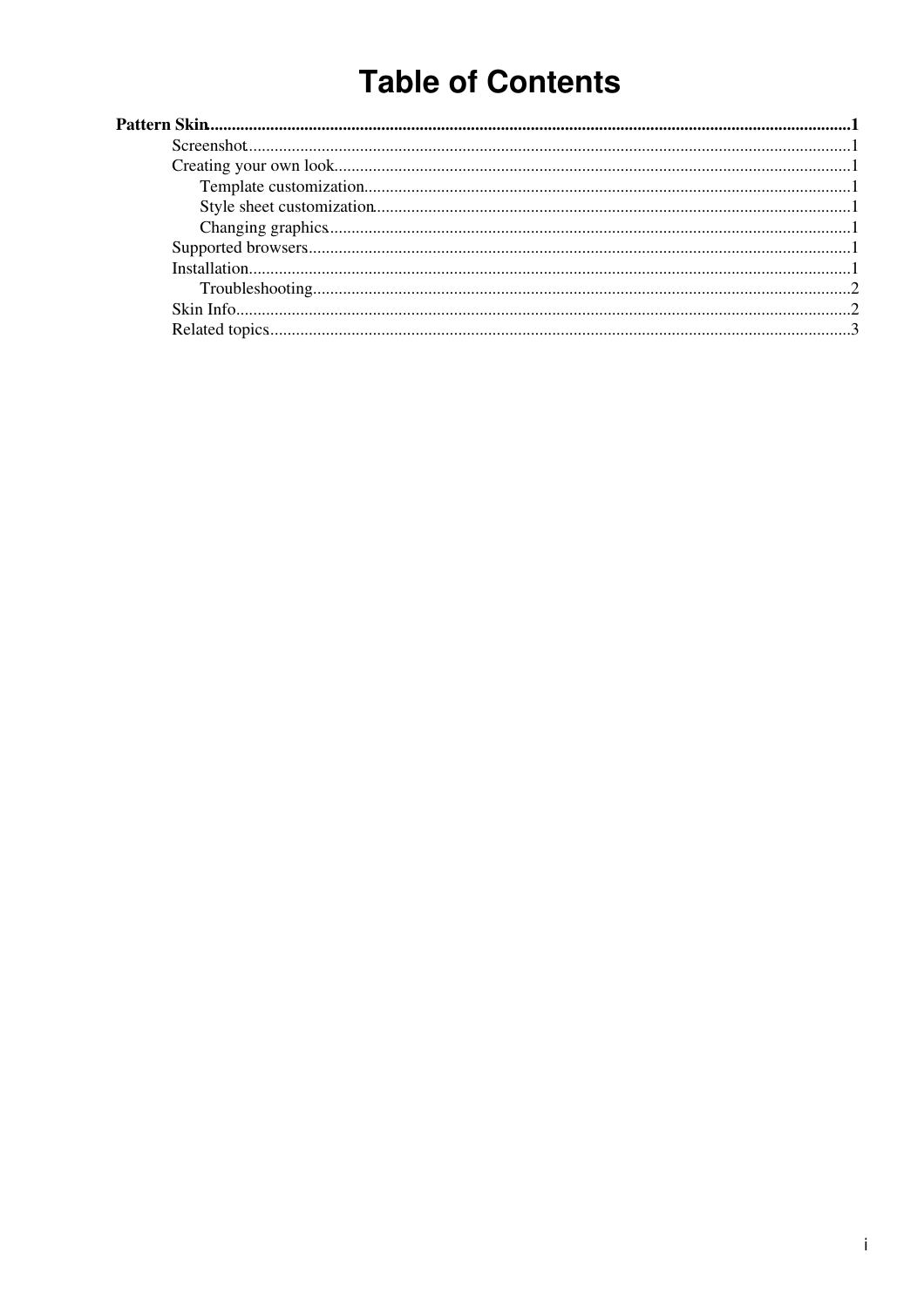# Table of Contents

**Pattern Skin** ..... **1**

- Screenshot ..... 1
- Creating your own look ..... 1
  - Template customization ..... 1
  - Style sheet customization ..... 1
  - Changing graphics ..... 1
- Supported browsers ..... 1
- Installation ..... 1
  - Troubleshooting ..... 2
- Skin Info ..... 2
- Related topics ..... 3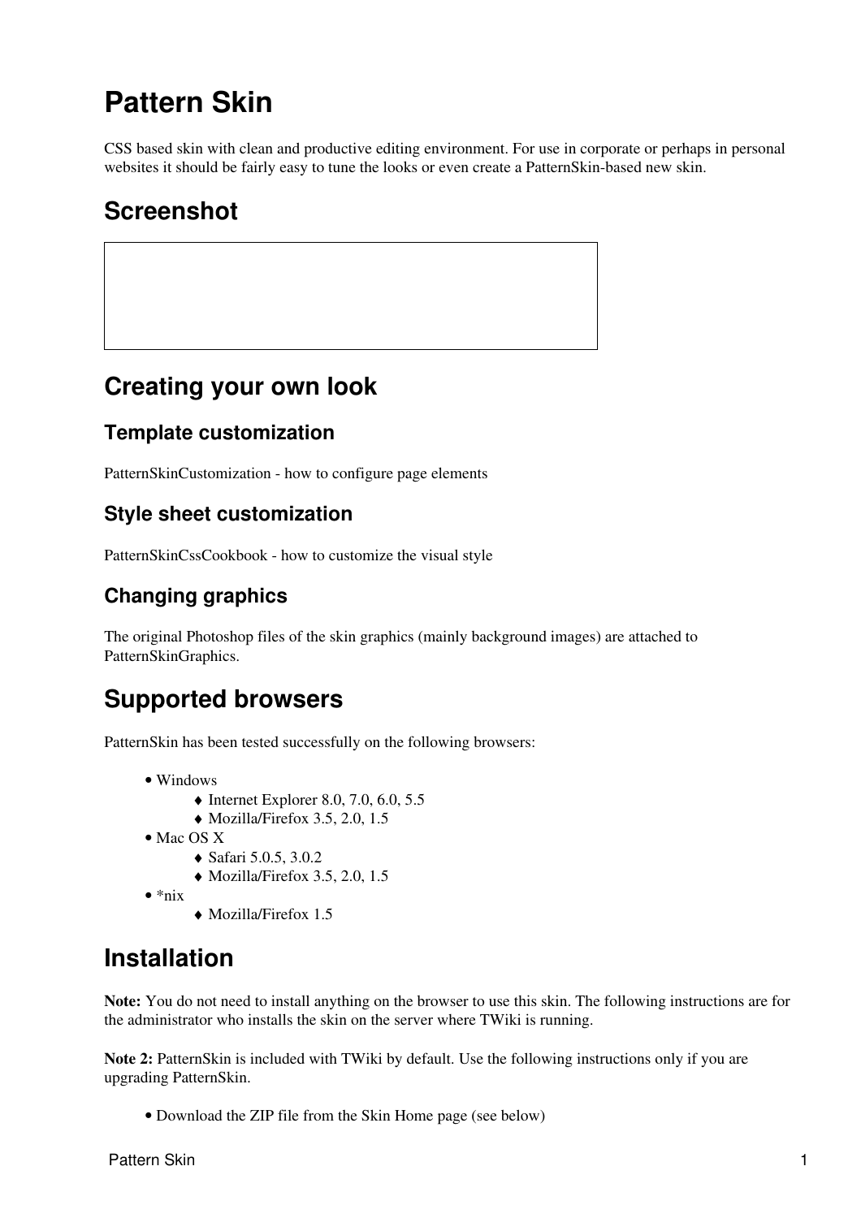# Pattern Skin

CSS based skin with clean and productive editing environment. For use in corporate or perhaps in personal websites it should be fairly easy to tune the looks or even create a PatternSkin-based new skin.

## Screenshot

## Creating your own look

### Template customization

PatternSkinCustomization - how to configure page elements

### Style sheet customization

PatternSkinCssCookbook - how to customize the visual style

### Changing graphics

The original Photoshop files of the skin graphics (mainly background images) are attached to PatternSkinGraphics.

## Supported browsers

PatternSkin has been tested successfully on the following browsers:

- Windows
  - Internet Explorer 8.0, 7.0, 6.0, 5.5
  - Mozilla/Firefox 3.5, 2.0, 1.5
- Mac OS X
  - Safari 5.0.5, 3.0.2
  - Mozilla/Firefox 3.5, 2.0, 1.5
- *nix
  - Mozilla/Firefox 1.5

## Installation

**Note:** You do not need to install anything on the browser to use this skin. The following instructions are for the administrator who installs the skin on the server where TWiki is running.

**Note 2:** PatternSkin is included with TWiki by default. Use the following instructions only if you are upgrading PatternSkin.

- Download the ZIP file from the Skin Home page (see below)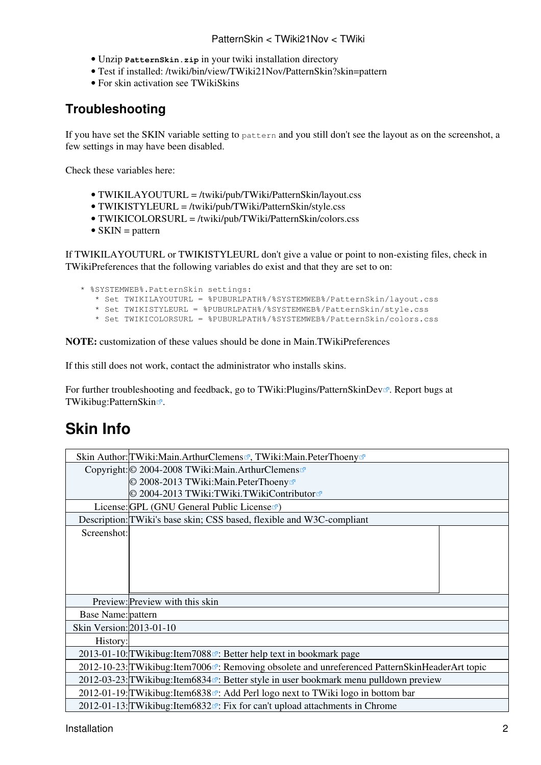- Unzip `PatternSkin.zip` in your twiki installation directory
- Test if installed: /twiki/bin/view/TWiki21Nov/PatternSkin?skin=pattern
- For skin activation see TWikiSkins

### Troubleshooting

If you have set the SKIN variable setting to `pattern` and you still don't see the layout as on the screenshot, a few settings in may have been disabled.

Check these variables here:

- TWIKILAYOUTURL = /twiki/pub/TWiki/PatternSkin/layout.css
- TWIKISTYLEURL = /twiki/pub/TWiki/PatternSkin/style.css
- TWIKICOLORSURL = /twiki/pub/TWiki/PatternSkin/colors.css
- SKIN = pattern

If TWIKILAYOUTURL or TWIKISTYLEURL don't give a value or point to non-existing files, check in TWikiPreferences that the following variables do exist and that they are set to on:

```
   * %SYSTEMWEB%.PatternSkin settings:
      * Set TWIKILAYOUTURL = %PUBURLPATH%/%SYSTEMWEB%/PatternSkin/layout.css
      * Set TWIKISTYLEURL = %PUBURLPATH%/%SYSTEMWEB%/PatternSkin/style.css
      * Set TWIKICOLORSURL = %PUBURLPATH%/%SYSTEMWEB%/PatternSkin/colors.css
```

**NOTE:** customization of these values should be done in Main.TWikiPreferences

If this still does not work, contact the administrator who installs skins.

For further troubleshooting and feedback, go to TWiki:Plugins/PatternSkinDev. Report bugs at TWikibug:PatternSkin.

## Skin Info

| | |
|---|---|
| Skin Author: | TWiki:Main.ArthurClemens, TWiki:Main.PeterThoeny |
| Copyright: | © 2004-2008 TWiki:Main.ArthurClemens<br>© 2008-2013 TWiki:Main.PeterThoeny<br>© 2004-2013 TWiki:TWiki.TWikiContributor |
| License: | GPL (GNU General Public License) |
| Description: | TWiki's base skin; CSS based, flexible and W3C-compliant |
| Screenshot: | |
| Preview: | Preview with this skin |
| Base Name: | pattern |
| Skin Version: | 2013-01-10 |
| History: | |
| 2013-01-10: | TWikibug:Item7088: Better help text in bookmark page |
| 2012-10-23: | TWikibug:Item7006: Removing obsolete and unreferenced PatternSkinHeaderArt topic |
| 2012-03-23: | TWikibug:Item6834: Better style in user bookmark menu pulldown preview |
| 2012-01-19: | TWikibug:Item6838: Add Perl logo next to TWiki logo in bottom bar |
| 2012-01-13: | TWikibug:Item6832: Fix for can't upload attachments in Chrome |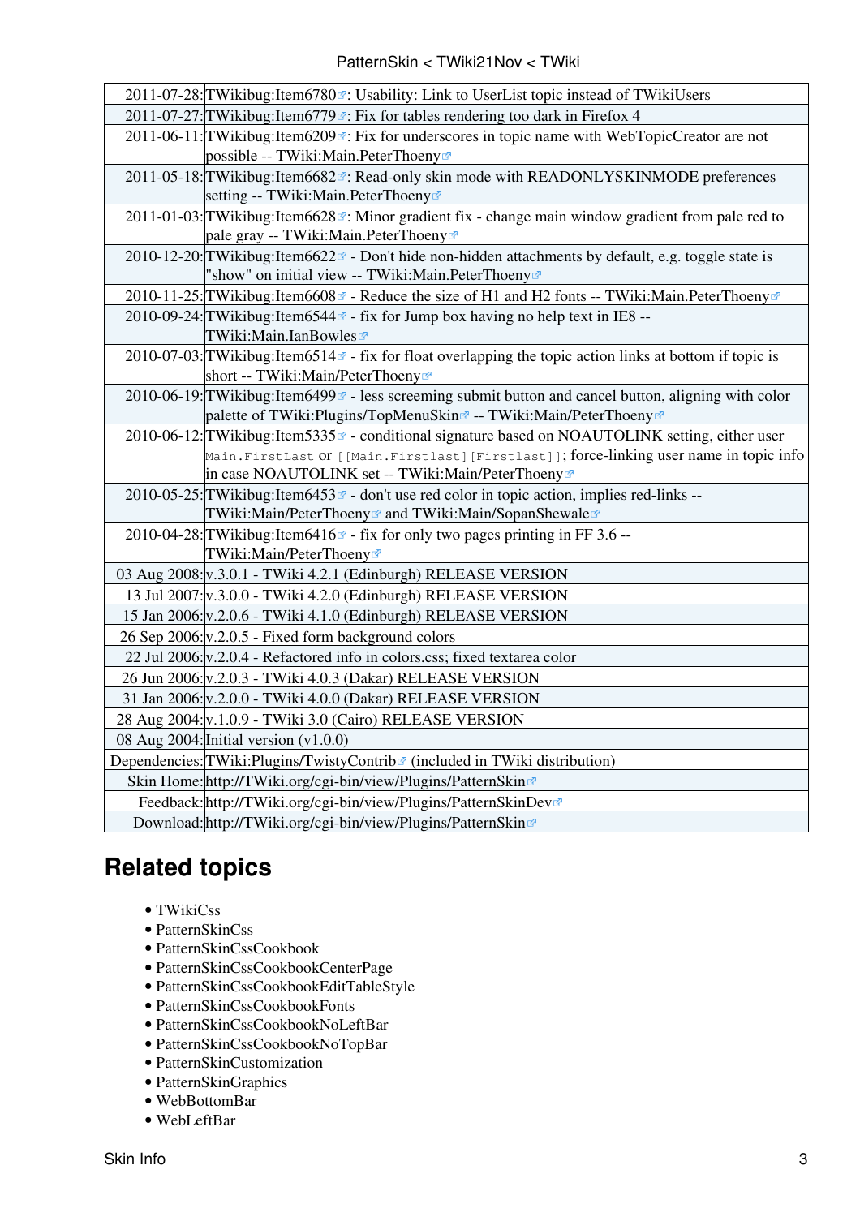| | |
|---|---|
| 2011-07-28: | TWikibug:Item6780: Usability: Link to UserList topic instead of TWikiUsers |
| 2011-07-27: | TWikibug:Item6779: Fix for tables rendering too dark in Firefox 4 |
| 2011-06-11: | TWikibug:Item6209: Fix for underscores in topic name with WebTopicCreator are not possible -- TWiki:Main.PeterThoeny |
| 2011-05-18: | TWikibug:Item6682: Read-only skin mode with READONLYSKINMODE preferences setting -- TWiki:Main.PeterThoeny |
| 2011-01-03: | TWikibug:Item6628: Minor gradient fix - change main window gradient from pale red to pale gray -- TWiki:Main.PeterThoeny |
| 2010-12-20: | TWikibug:Item6622 - Don't hide non-hidden attachments by default, e.g. toggle state is "show" on initial view -- TWiki:Main.PeterThoeny |
| 2010-11-25: | TWikibug:Item6608 - Reduce the size of H1 and H2 fonts -- TWiki:Main.PeterThoeny |
| 2010-09-24: | TWikibug:Item6544 - fix for Jump box having no help text in IE8 -- TWiki:Main.IanBowles |
| 2010-07-03: | TWikibug:Item6514 - fix for float overlapping the topic action links at bottom if topic is short -- TWiki:Main/PeterThoeny |
| 2010-06-19: | TWikibug:Item6499 - less screeming submit button and cancel button, aligning with color palette of TWiki:Plugins/TopMenuSkin -- TWiki:Main/PeterThoeny |
| 2010-06-12: | TWikibug:Item5335 - conditional signature based on NOAUTOLINK setting, either user `Main.FirstLast` or `[[Main.Firstlast][Firstlast]]`; force-linking user name in topic info in case NOAUTOLINK set -- TWiki:Main/PeterThoeny |
| 2010-05-25: | TWikibug:Item6453 - don't use red color in topic action, implies red-links -- TWiki:Main/PeterThoeny and TWiki:Main/SopanShewale |
| 2010-04-28: | TWikibug:Item6416 - fix for only two pages printing in FF 3.6 -- TWiki:Main/PeterThoeny |
| 03 Aug 2008: | v.3.0.1 - TWiki 4.2.1 (Edinburgh) RELEASE VERSION |
| 13 Jul 2007: | v.3.0.0 - TWiki 4.2.0 (Edinburgh) RELEASE VERSION |
| 15 Jan 2006: | v.2.0.6 - TWiki 4.1.0 (Edinburgh) RELEASE VERSION |
| 26 Sep 2006: | v.2.0.5 - Fixed form background colors |
| 22 Jul 2006: | v.2.0.4 - Refactored info in colors.css; fixed textarea color |
| 26 Jun 2006: | v.2.0.3 - TWiki 4.0.3 (Dakar) RELEASE VERSION |
| 31 Jan 2006: | v.2.0.0 - TWiki 4.0.0 (Dakar) RELEASE VERSION |
| 28 Aug 2004: | v.1.0.9 - TWiki 3.0 (Cairo) RELEASE VERSION |
| 08 Aug 2004: | Initial version (v1.0.0) |
| Dependencies: | TWiki:Plugins/TwistyContrib (included in TWiki distribution) |
| Skin Home: | http://TWiki.org/cgi-bin/view/Plugins/PatternSkin |
| Feedback: | http://TWiki.org/cgi-bin/view/Plugins/PatternSkinDev |
| Download: | http://TWiki.org/cgi-bin/view/Plugins/PatternSkin |

## Related topics

- TWikiCss
- PatternSkinCss
- PatternSkinCssCookbook
- PatternSkinCssCookbookCenterPage
- PatternSkinCssCookbookEditTableStyle
- PatternSkinCssCookbookFonts
- PatternSkinCssCookbookNoLeftBar
- PatternSkinCssCookbookNoTopBar
- PatternSkinCustomization
- PatternSkinGraphics
- WebBottomBar
- WebLeftBar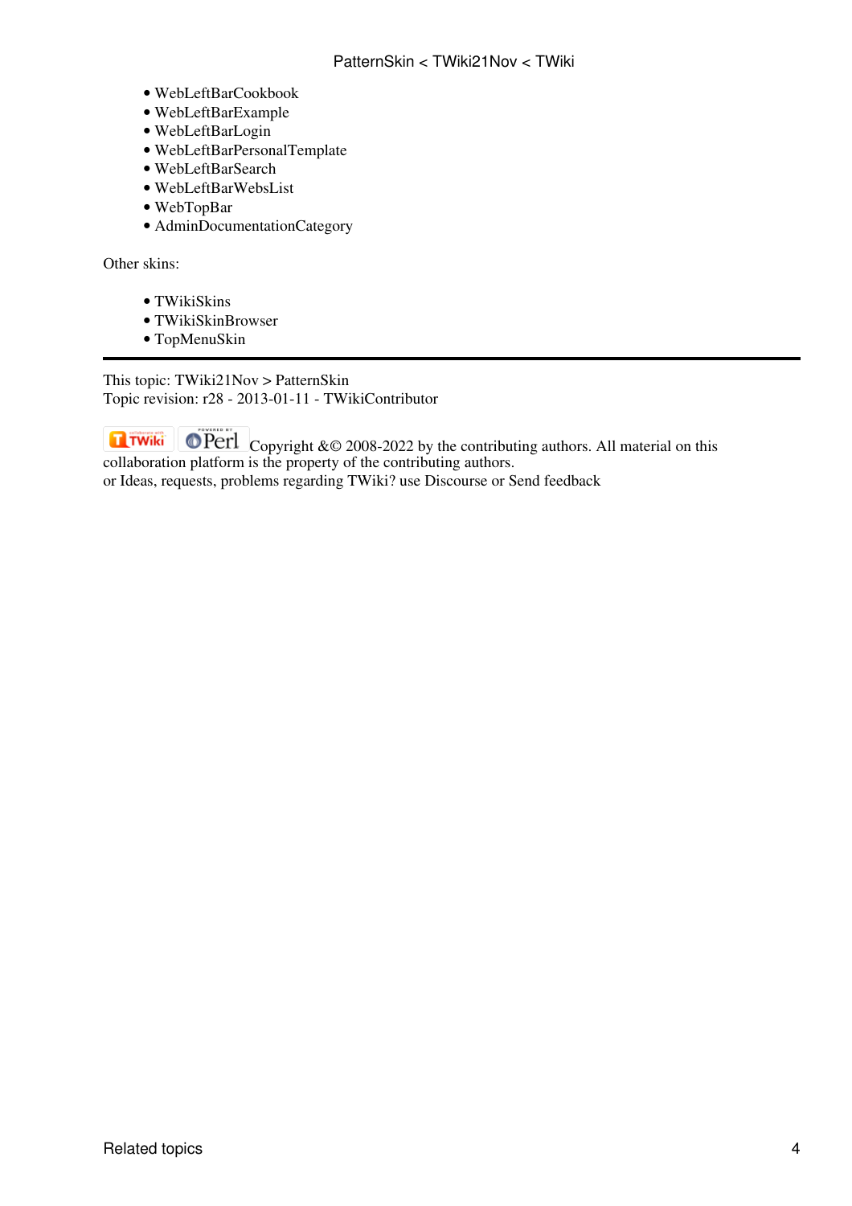- WebLeftBarCookbook
- WebLeftBarExample
- WebLeftBarLogin
- WebLeftBarPersonalTemplate
- WebLeftBarSearch
- WebLeftBarWebsList
- WebTopBar
- AdminDocumentationCategory

Other skins:

- TWikiSkins
- TWikiSkinBrowser
- TopMenuSkin

---

This topic: TWiki21Nov > PatternSkin
Topic revision: r28 - 2013-01-11 - TWikiContributor

Copyright &© 2008-2022 by the contributing authors. All material on this collaboration platform is the property of the contributing authors.
or Ideas, requests, problems regarding TWiki? use Discourse or Send feedback